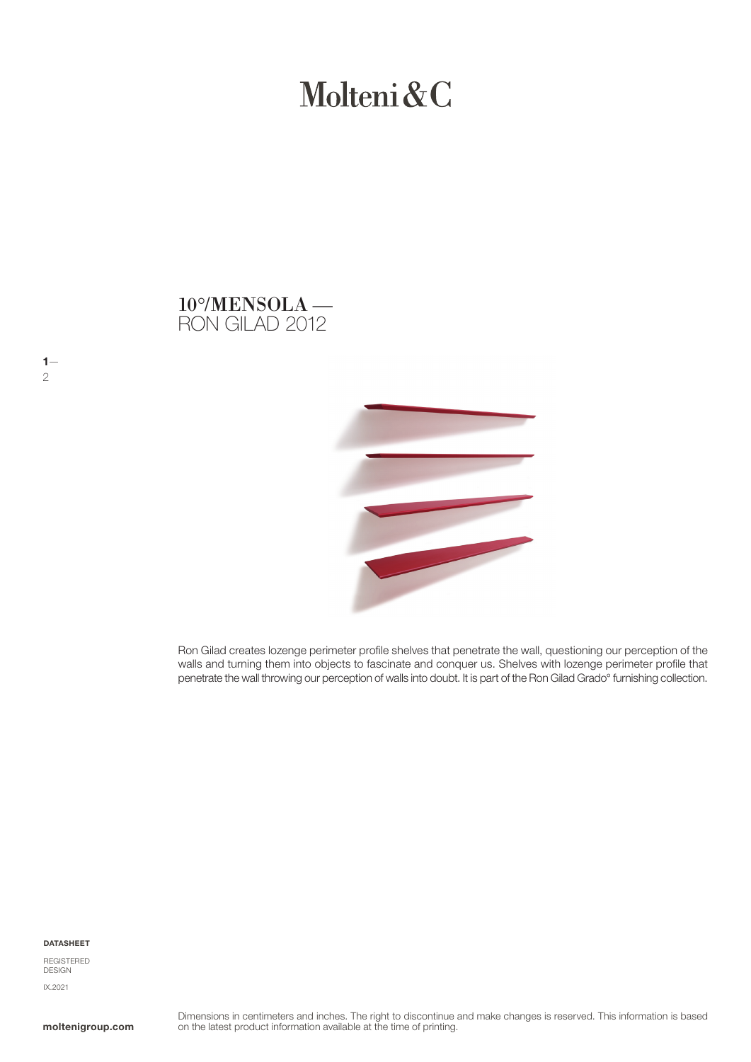# Molteni&C

## 10°/MENSOLA —
RON GILAD 2012

Ron Gilad creates lozenge perimeter profile shelves that penetrate the wall, questioning our perception of the walls and turning them into objects to fascinate and conquer us. Shelves with lozenge perimeter profile that penetrate the wall throwing our perception of walls into doubt. It is part of the Ron Gilad Grado° furnishing collection.

**DATASHEET**

REGISTERED DESIGN

IX.2021

**moltenigroup.com**

Dimensions in centimeters and inches. The right to discontinue and make changes is reserved. This information is based on the latest product information available at the time of printing.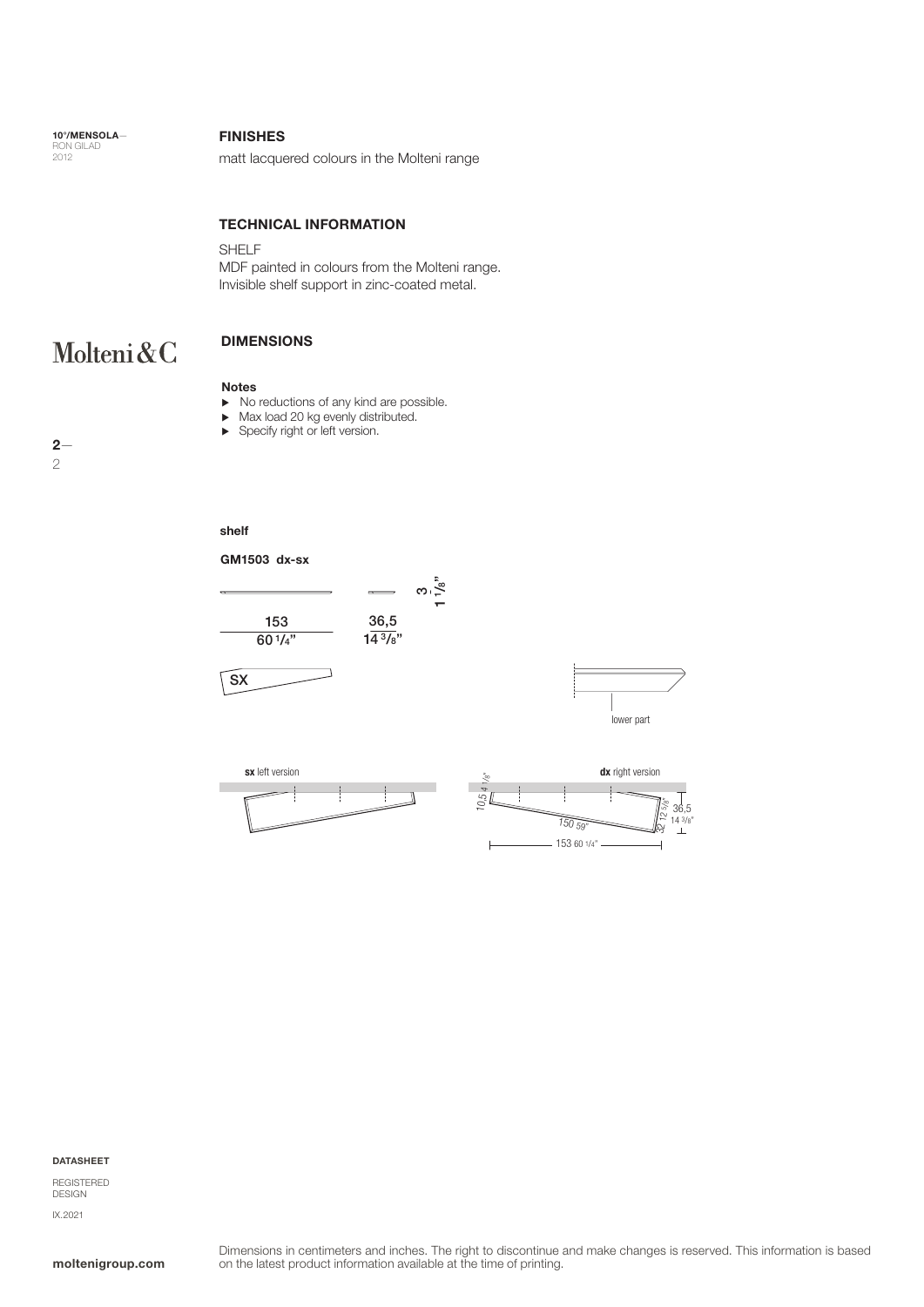10°/MENSOLA—
RON GILAD
2012

Molteni&C

## FINISHES

matt lacquered colours in the Molteni range

## TECHNICAL INFORMATION

SHELF
MDF painted in colours from the Molteni range.
Invisible shelf support in zinc-coated metal.

## DIMENSIONS

### Notes

- No reductions of any kind are possible.
- Max load 20 kg evenly distributed.
- Specify right or left version.

**shelf**

**GM1503 dx-sx**

153
60 1/4"

36,5
14 3/8"

3
1 1/8"

SX

lower part

**sx** left version

**dx** right version

10,5 4 1/8"

150 59"

32 12 5/8"

36,5
14 3/8"

153 60 1/4"

**DATASHEET**

REGISTERED DESIGN

IX.2021

**moltenigroup.com**

Dimensions in centimeters and inches. The right to discontinue and make changes is reserved. This information is based on the latest product information available at the time of printing.